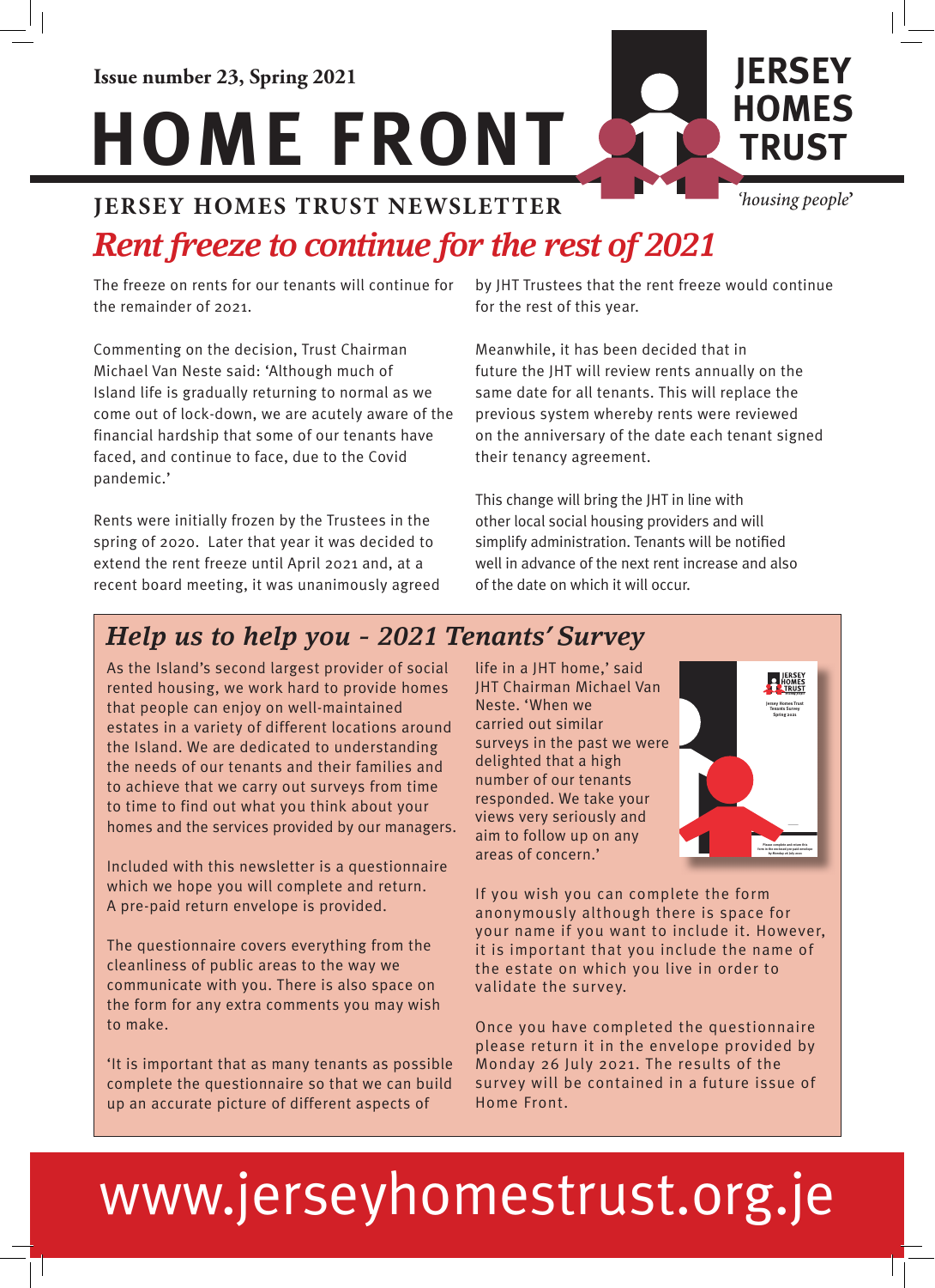Issue number 23, Spring 2021

# HOME FRONT

JERSEY HOMES TRUST

*'housing people'*

## JERSEY HOMES TRUST NEWSLETTER

## *Rent freeze to continue for the rest of 2021*

The freeze on rents for our tenants will continue for the remainder of 2021.

Commenting on the decision, Trust Chairman Michael Van Neste said: 'Although much of Island life is gradually returning to normal as we come out of lock-down, we are acutely aware of the financial hardship that some of our tenants have faced, and continue to face, due to the Covid pandemic.'

Rents were initially frozen by the Trustees in the spring of 2020. Later that year it was decided to extend the rent freeze until April 2021 and, at a recent board meeting, it was unanimously agreed by JHT Trustees that the rent freeze would continue for the rest of this year.

Meanwhile, it has been decided that in future the JHT will review rents annually on the same date for all tenants. This will replace the previous system whereby rents were reviewed on the anniversary of the date each tenant signed their tenancy agreement.

This change will bring the JHT in line with other local social housing providers and will simplify administration. Tenants will be notified well in advance of the next increase and also of the date on which it will occur.

## *Help us to help you - 2021 Tenants' Survey*

As the Island's second largest provider of social rented housing, we work hard to provide homes that people can enjoy on well-maintained estates in a variety of different locations around the Island. We are dedicated to understanding the needs of our tenants and their families and to achieve that we carry out surveys from time to time to find out what you think about your homes and the services provided by our managers.

Included with this newsletter is a questionnaire which we hope you will complete and return. A pre-paid return envelope is provided.

The questionnaire covers everything from the cleanliness of public areas to the way we communicate with you. There is also space on the form for any extra comments you may wish to make.

'It is important that as many tenants as possible complete the questionnaire so that we can build up an accurate picture of different aspects of life in a JHT home,' said JHT Chairman Michael Van Neste. 'When we carried out similar surveys in the past we were delighted that a high number of our tenants responded. We take your views very seriously and aim to follow up on any areas of concern.'

If you wish you can complete the form anonymously although there is space for your name if you want to include it. However, it is important that you include the name of the estate on which you live in order to validate the survey.

Once you have completed the questionnaire please return it in the envelope provided by Monday 26 July 2021. The results of the survey will be contained in a future issue of Home Front.

www.jerseyhomestrust.org.je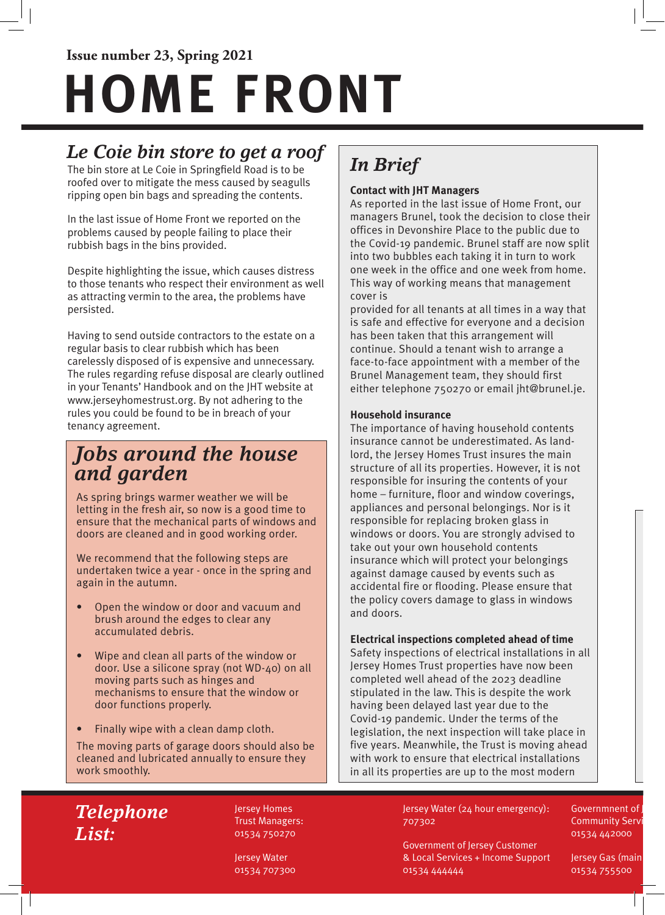Issue number 23, Spring 2021

# HOME FRONT

## *Le Coie bin store to get a roof*

The bin store at Le Coie in Springfield Road is to be roofed over to mitigate the mess caused by seagulls ripping open bin bags and spreading the contents.

In the last issue of Home Front we reported on the problems caused by people failing to place their rubbish bags in the bins provided.

Despite highlighting the issue, which causes distress to those tenants who respect their environment as well as attracting vermin to the area, the problems have persisted.

Having to send outside contractors to the estate on a regular basis to clear rubbish which has been carelessly disposed of is expensive and unnecessary. The rules regarding refuse disposal are clearly outlined in your Tenants' Handbook and on the JHT website at www.jerseyhomestrust.org. By not adhering to the rules you could be found to be in breach of your tenancy agreement.

## *Jobs around the house and garden*

As spring brings warmer weather we will be letting in the fresh air, so now is a good time to ensure that the mechanical parts of windows and doors are cleaned and in good working order.

We recommend that the following steps are undertaken twice a year - once in the spring and again in the autumn.

- Open the window or door and vacuum and brush around the edges to clear any accumulated debris.
- Wipe and clean all parts of the window or door. Use a silicone spray (not WD-40) on all moving parts such as hinges and mechanisms to ensure that the window or door functions properly.
- Finally wipe with a clean damp cloth.

The moving parts of garage doors should also be cleaned and lubricated annually to ensure they work smoothly.

## *In Brief*

**Contact with JHT Managers**

As reported in the last issue of Home Front, our managers Brunel, took the decision to close their offices in Devonshire Place to the public due to the Covid-19 pandemic. Brunel staff are now split into two bubbles each taking it in turn to work one week in the office and one week from home. This way of working means that management cover is provided for all tenants at all times in a way that is safe and effective for everyone and a decision has been taken that this arrangement will continue. Should a tenant wish to arrange a face-to-face appointment with a member of the Brunel Management team, they should first either telephone 750270 or email jht@brunel.je.

**Household insurance**

The importance of having household contents insurance cannot be underestimated. As landlord, the Jersey Homes Trust insures the main structure of all its properties. However, it is not responsible for insuring the contents of your home – furniture, floor and window coverings, appliances and personal belongings. Nor is it responsible for replacing broken glass in windows or doors. You are strongly advised to take out your own household contents insurance which will protect your belongings against damage caused by events such as accidental fire or flooding. Please ensure that the policy covers damage to glass in windows and doors.

**Electrical inspections completed ahead of time**

Safety inspections of electrical installations in all Jersey Homes Trust properties have now been completed well ahead of the 2023 deadline stipulated in the law. This is despite the work having been delayed last year due to the Covid-19 pandemic. Under the terms of the legislation, the next inspection will take place in five years. Meanwhile, the Trust is moving ahead with work to ensure that electrical installations in all its properties are up to the most modern

## *Telephone List:*

Jersey Homes Trust Managers:
01534 750270

Jersey Water
01534 707300

Jersey Water (24 hour emergency):
707302

Government of Jersey Customer & Local Services + Income Support
01534 444444

Governmnent of J
Community Servi
01534 442000

Jersey Gas (main
01534 755500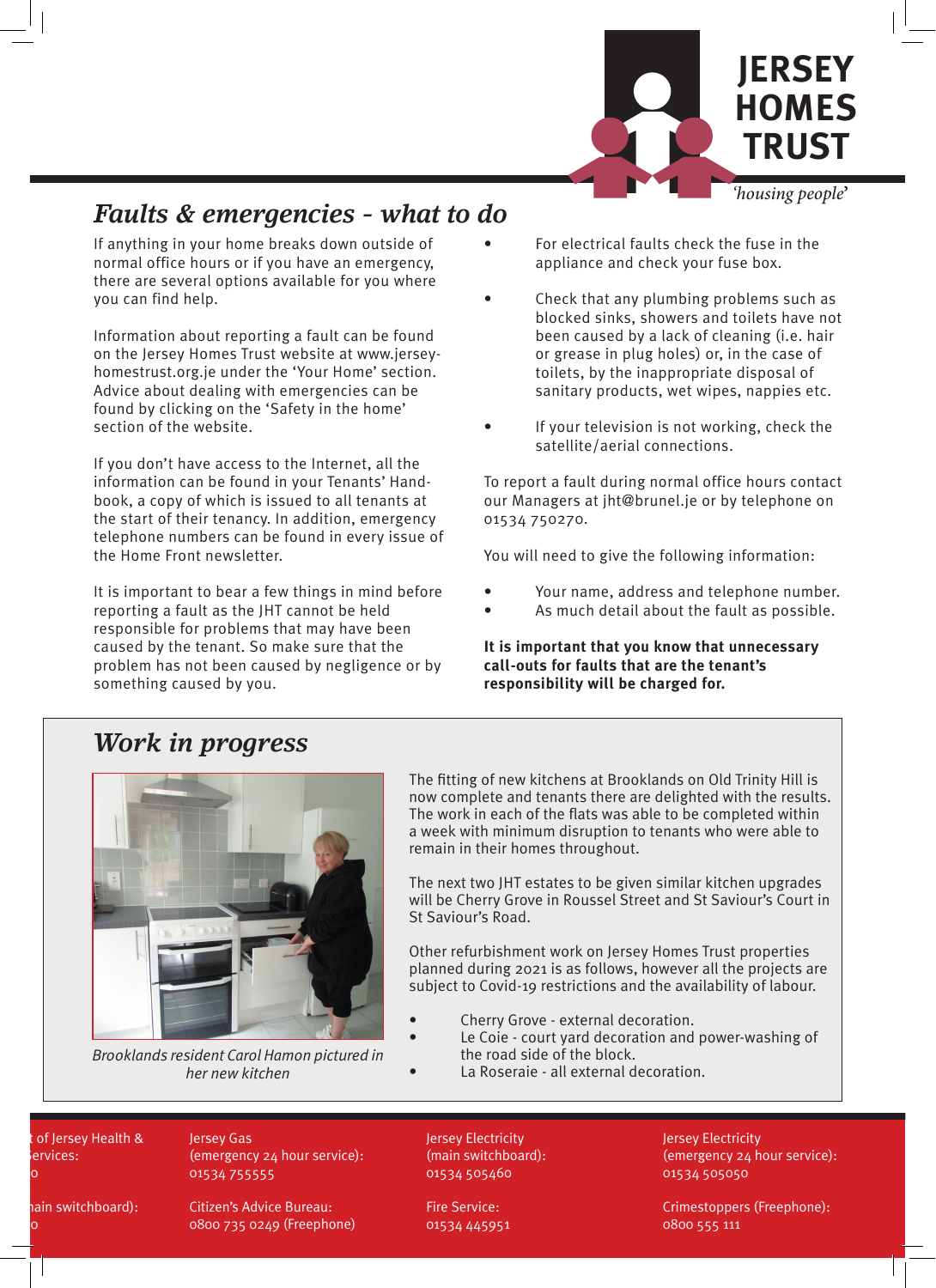# JERSEY HOMES TRUST

*'housing people'*

## *Faults & emergencies - what to do*

If anything in your home breaks down outside of normal office hours or if you have an emergency, there are several options available for you where you can find help.

Information about reporting a fault can be found on the Jersey Homes Trust website at www.jersey-homestrust.org.je under the 'Your Home' section. Advice about dealing with emergencies can be found by clicking on the 'Safety in the home' section of the website.

If you don't have access to the Internet, all the information can be found in your Tenants' Handbook, a copy of which is issued to all tenants at the start of their tenancy. In addition, emergency telephone numbers can be found in every issue of the Home Front newsletter.

It is important to bear a few things in mind before reporting a fault as the JHT cannot be held responsible for problems that may have been caused by the tenant. So make sure that the problem has not been caused by negligence or by something caused by you.

- For electrical faults check the fuse in the appliance and check your fuse box.
- Check that any plumbing problems such as blocked sinks, showers and toilets have not been caused by a lack of cleaning (i.e. hair or grease in plug holes) or, in the case of toilets, by the inappropriate disposal of sanitary products, wet wipes, nappies etc.
- If your television is not working, check the satellite/aerial connections.

To report a fault during normal office hours contact our Managers at jht@brunel.je or by telephone on 01534 750270.

You will need to give the following information:

- Your name, address and telephone number.
- As much detail about the fault as possible.

**It is important that you know that unnecessary call-outs for faults that are the tenant's responsibility will be charged for.**

## *Work in progress*

*Brooklands resident Carol Hamon pictured in her new kitchen*

The fitting of new kitchens at Brooklands on Old Trinity Hill is now complete and tenants there are delighted with the results. The work in each of the flats was able to be completed within a week with minimum disruption to tenants who were able to remain in their homes throughout.

The next two JHT estates to be given similar kitchen upgrades will be Cherry Grove in Roussel Street and St Saviour's Court in St Saviour's Road.

Other refurbishment work on Jersey Homes Trust properties planned during 2021 is as follows, however all the projects are subject to Covid-19 restrictions and the availability of labour.

- Cherry Grove - external decoration.
- Le Coie - court yard decoration and power-washing of the road side of the block.
- La Roseraie - all external decoration.

t of Jersey Health & ervices:
o

ain switchboard):
o

Jersey Gas (emergency 24 hour service): 01534 755555

Citizen's Advice Bureau: 0800 735 0249 (Freephone)

Jersey Electricity (main switchboard): 01534 505460

Fire Service: 01534 445951

Jersey Electricity (emergency 24 hour service): 01534 505050

Crimestoppers (Freephone): 0800 555 111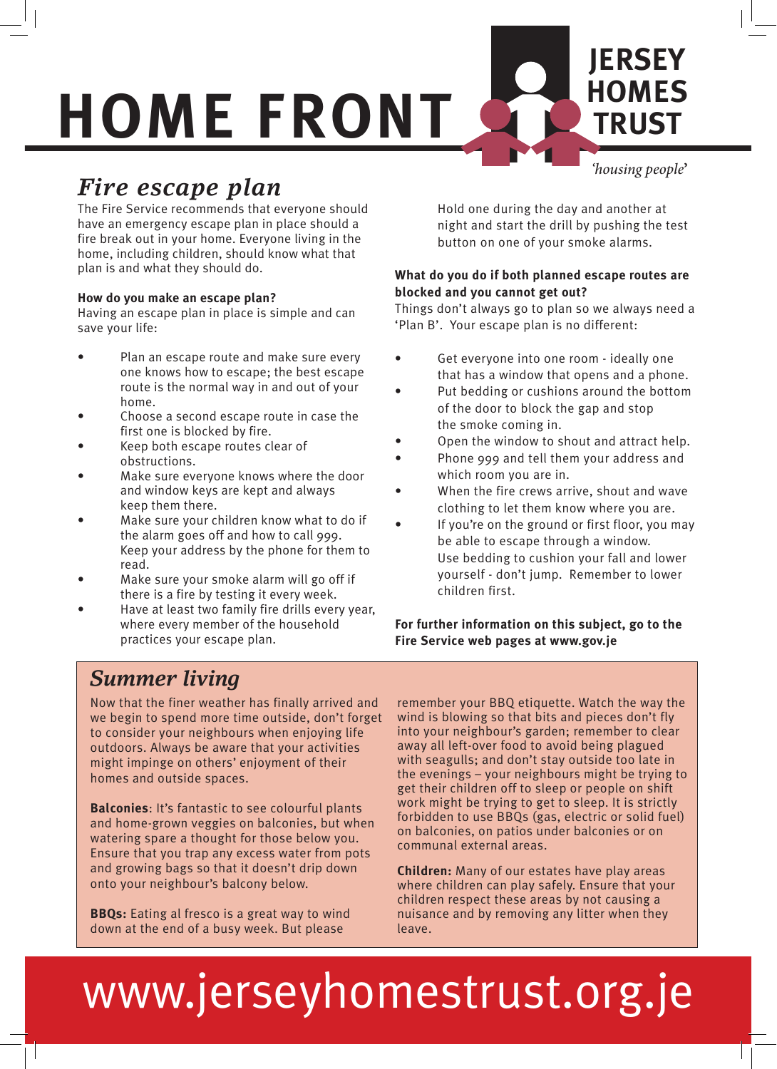# HOME FRONT

JERSEY HOMES TRUST

*'housing people'*

## *Fire escape plan*

The Fire Service recommends that everyone should have an emergency escape plan in place should a fire break out in your home. Everyone living in the home, including children, should know what that plan is and what they should do.

**How do you make an escape plan?**
Having an escape plan in place is simple and can save your life:

- Plan an escape route and make sure every one knows how to escape; the best escape route is the normal way in and out of your home.
- Choose a second escape route in case the first one is blocked by fire.
- Keep both escape routes clear of obstructions.
- Make sure everyone knows where the door and window keys are kept and always keep them there.
- Make sure your children know what to do if the alarm goes off and how to call 999. Keep your address by the phone for them to read.
- Make sure your smoke alarm will go off if there is a fire by testing it every week.
- Have at least two family fire drills every year, where every member of the household practices your escape plan. Hold one during the day and another at night and start the drill by pushing the test button on one of your smoke alarms.

**What do you do if both planned escape routes are blocked and you cannot get out?**
Things don't always go to plan so we always need a 'Plan B'. Your escape plan is no different:

- Get everyone into one room - ideally one that has a window that opens and a phone.
- Put bedding or cushions around the bottom of the door to block the gap and stop the smoke coming in.
- Open the window to shout and attract help.
- Phone 999 and tell them your address and which room you are in.
- When the fire crews arrive, shout and wave clothing to let them know where you are.
- If you're on the ground or first floor, you may be able to escape through a window. Use bedding to cushion your fall and lower yourself - don't jump. Remember to lower children first.

**For further information on this subject, go to the Fire Service web pages at www.gov.je**

## *Summer living*

Now that the finer weather has finally arrived and we begin to spend more time outside, don't forget to consider your neighbours when enjoying life outdoors. Always be aware that your activities might impinge on others' enjoyment of their homes and outside spaces.

**Balconies**: It's fantastic to see colourful plants and home-grown veggies on balconies, but when watering spare a thought for those below you. Ensure that you trap any excess water from pots and growing bags so that it doesn't drip down onto your neighbour's balcony below.

**BBQs:** Eating al fresco is a great way to wind down at the end of a busy week. But please remember your BBQ etiquette. Watch the way the wind is blowing so that bits and pieces don't fly into your neighbour's garden; remember to clear away all left-over food to avoid being plagued with seagulls; and don't stay outside too late in the evenings – your neighbours might be trying to get their children off to sleep or people on shift work might be trying to get to sleep. It is strictly forbidden to use BBQs (gas, electric or solid fuel) on balconies, on patios under balconies or on communal external areas.

**Children:** Many of our estates have play areas where children can play safely. Ensure that your children respect these areas by not causing a nuisance and by removing any litter when they leave.

www.jerseyhomestrust.org.je